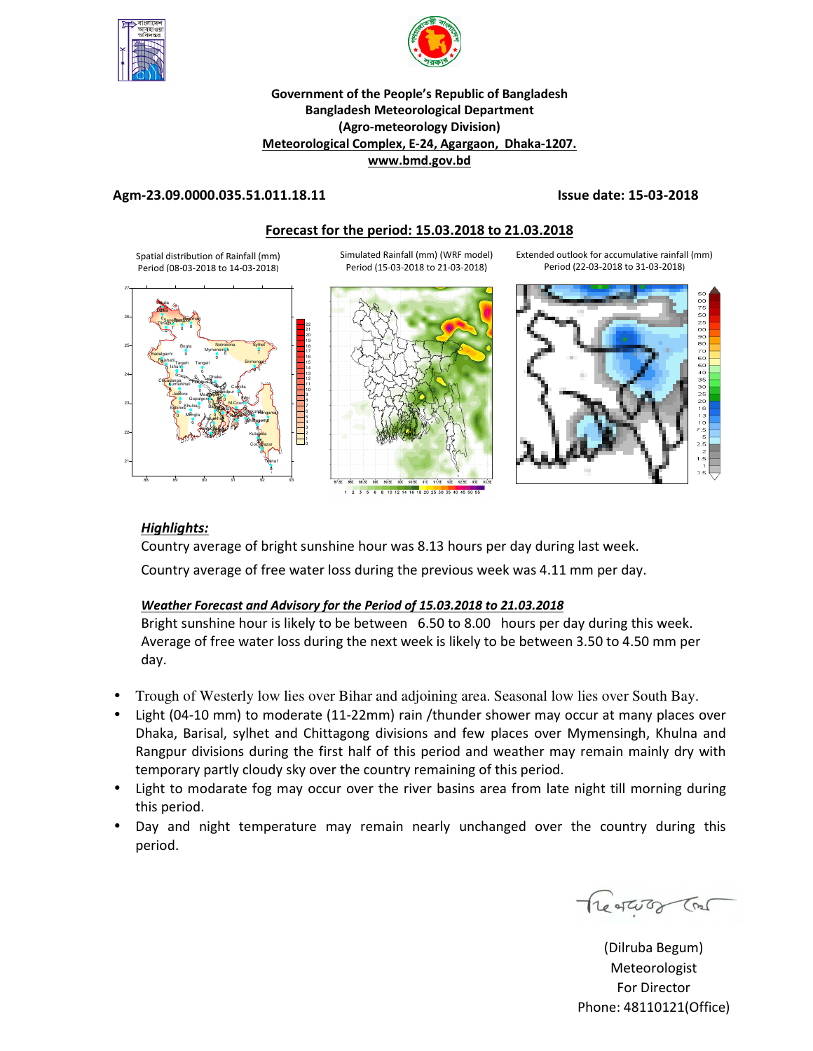**Government of the People's Republic of Bangladesh**
**Bangladesh Meteorological Department**
**(Agro-meteorology Division)**
**Meteorological Complex, E-24, Agargaon, Dhaka-1207.**
**www.bmd.gov.bd**

**Agm-23.09.0000.035.51.011.18.11** **Issue date: 15-03-2018**

## Forecast for the period: 15.03.2018 to 21.03.2018

Spatial distribution of Rainfall (mm) Period (08-03-2018 to 14-03-2018)

Simulated Rainfall (mm) (WRF model) Period (15-03-2018 to 21-03-2018)

Extended outlook for accumulative rainfall (mm) Period (22-03-2018 to 31-03-2018)

### *Highlights:*

Country average of bright sunshine hour was 8.13 hours per day during last week.

Country average of free water loss during the previous week was 4.11 mm per day.

### *Weather Forecast and Advisory for the Period of 15.03.2018 to 21.03.2018*

Bright sunshine hour is likely to be between 6.50 to 8.00 hours per day during this week.
Average of free water loss during the next week is likely to be between 3.50 to 4.50 mm per day.

- Trough of Westerly low lies over Bihar and adjoining area. Seasonal low lies over South Bay.
- Light (04-10 mm) to moderate (11-22mm) rain /thunder shower may occur at many places over Dhaka, Barisal, sylhet and Chittagong divisions and few places over Mymensingh, Khulna and Rangpur divisions during the first half of this period and weather may remain mainly dry with temporary partly cloudy sky over the country remaining of this period.
- Light to modarate fog may occur over the river basins area from late night till morning during this period.
- Day and night temperature may remain nearly unchanged over the country during this period.

(Dilruba Begum)
Meteorologist
For Director
Phone: 48110121(Office)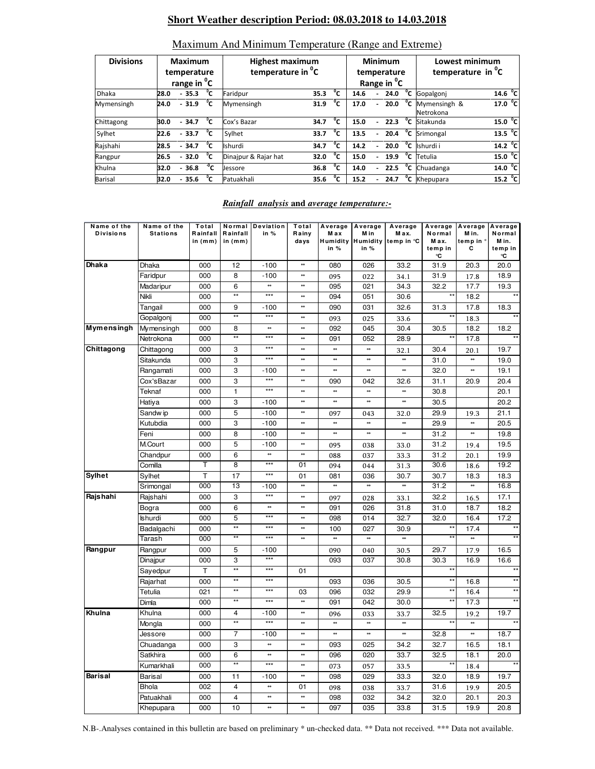## Short Weather description Period: 08.03.2018 to 14.03.2018

### Maximum And Minimum Temperature (Range and Extreme)

| Divisions | Maximum temperature range in °C | Highest maximum temperature in °C | | Minimum temperature Range in °C | Lowest minimum temperature in °C | |
|---|---|---|---|---|---|---|
| Dhaka | 28.0 - 35.3 °C | Faridpur | 35.3 °C | 14.6 - 24.0 °C | Gopalgonj | 14.6 °C |
| Mymensingh | 24.0 - 31.9 °C | Mymensingh | 31.9 °C | 17.0 - 20.0 °C | Mymensingh & Netrokona | 17.0 °C |
| Chittagong | 30.0 - 34.7 °C | Cox's Bazar | 34.7 °C | 15.0 - 22.3 °C | Sitakunda | 15.0 °C |
| Sylhet | 22.6 - 33.7 °C | Sylhet | 33.7 °C | 13.5 - 20.4 °C | Srimongal | 13.5 °C |
| Rajshahi | 28.5 - 34.7 °C | Ishurdi | 34.7 °C | 14.2 - 20.0 °C | Ishurdi i | 14.2 °C |
| Rangpur | 26.5 - 32.0 °C | Dinajpur & Rajar hat | 32.0 °C | 15.0 - 19.9 °C | Tetulia | 15.0 °C |
| Khulna | 32.0 - 36.8 °C | Jessore | 36.8 °C | 14.0 - 22.5 °C | Chuadanga | 14.0 °C |
| Barisal | 32.0 - 35.6 °C | Patuakhali | 35.6 °C | 15.2 - 24.7 °C | Khepupara | 15.2 °C |

### *Rainfall analysis* and *average temperature:-*

| Name of the Divisions | Name of the Stations | Total Rainfall in (mm) | Normal Rainfall in (mm) | Deviation in % | Total Rainy days | Average Max Humidity in % | Average Min Humidity in % | Average Max. temp in °C | Average Normal Max. temp in °C | Average Min. temp in °C | Average Normal Min. temp in °C |
|---|---|---|---|---|---|---|---|---|---|---|---|
| **Dhaka** | Dhaka | 000 | 12 | -100 | ** | 080 | 026 | 33.2 | 31.9 | 20.3 | 20.0 |
| | Faridpur | 000 | 8 | -100 | ** | 095 | 022 | 34.1 | 31.9 | 17.8 | 18.9 |
| | Madaripur | 000 | 6 | ** | ** | 095 | 021 | 34.3 | 32.2 | 17.7 | 19.3 |
| | Nikli | 000 | ** | *** | ** | 094 | 051 | 30.6 | ** | 18.2 | ** |
| | Tangail | 000 | 9 | -100 | ** | 090 | 031 | 32.6 | 31.3 | 17.8 | 18.3 |
| | Gopalgonj | 000 | ** | *** | ** | 093 | 025 | 33.6 | ** | 18.3 | ** |
| **Mymensingh** | Mymensingh | 000 | 8 | ** | ** | 092 | 045 | 30.4 | 30.5 | 18.2 | 18.2 |
| | Netrokona | 000 | ** | *** | ** | 091 | 052 | 28.9 | ** | 17.8 | ** |
| **Chittagong** | Chittagong | 000 | 3 | *** | ** | ** | ** | 32.1 | 30.4 | 20.1 | 19.7 |
| | Sitakunda | 000 | 3 | *** | ** | ** | ** | ** | 31.0 | ** | 19.0 |
| | Rangamati | 000 | 3 | -100 | ** | ** | ** | ** | 32.0 | ** | 19.1 |
| | Cox'sBazar | 000 | 3 | *** | ** | 090 | 042 | 32.6 | 31.1 | 20.9 | 20.4 |
| | Teknaf | 000 | 1 | *** | ** | ** | ** | ** | 30.8 | | 20.1 |
| | Hatiya | 000 | 3 | -100 | ** | ** | ** | ** | 30.5 | | 20.2 |
| | Sandw ip | 000 | 5 | -100 | ** | 097 | 043 | 32.0 | 29.9 | 19.3 | 21.1 |
| | Kutubdia | 000 | 3 | -100 | ** | ** | ** | ** | 29.9 | ** | 20.5 |
| | Feni | 000 | 8 | -100 | ** | ** | ** | ** | 31.2 | ** | 19.8 |
| | M.Court | 000 | 5 | -100 | ** | 095 | 038 | 33.0 | 31.2 | 19.4 | 19.5 |
| | Chandpur | 000 | 6 | ** | ** | 088 | 037 | 33.3 | 31.2 | 20.1 | 19.9 |
| | Comilla | T | 8 | *** | 01 | 094 | 044 | 31.3 | 30.6 | 18.6 | 19.2 |
| **Sylhet** | Sylhet | T | 17 | *** | 01 | 081 | 036 | 30.7 | 30.7 | 18.3 | 18.3 |
| | Srimongal | 000 | 13 | -100 | ** | ** | ** | ** | 31.2 | ** | 16.8 |
| **Rajshahi** | Rajshahi | 000 | 3 | *** | ** | 097 | 028 | 33.1 | 32.2 | 16.5 | 17.1 |
| | Bogra | 000 | 6 | ** | ** | 091 | 026 | 31.8 | 31.0 | 18.7 | 18.2 |
| | Ishurdi | 000 | 5 | *** | ** | 098 | 014 | 32.7 | 32.0 | 16.4 | 17.2 |
| | Badalgachi | 000 | ** | *** | ** | 100 | 027 | 30.9 | ** | 17.4 | ** |
| | Tarash | 000 | ** | *** | ** | ** | ** | ** | ** | ** | ** |
| **Rangpur** | Rangpur | 000 | 5 | -100 | | 090 | 040 | 30.5 | 29.7 | 17.9 | 16.5 |
| | Dinajpur | 000 | 3 | *** | | 093 | 037 | 30.8 | 30.3 | 16.9 | 16.6 |
| | Sayedpur | T | ** | *** | 01 | | | | ** | | ** |
| | Rajarhat | 000 | ** | *** | | 093 | 036 | 30.5 | ** | 16.8 | ** |
| | Tetulia | 021 | ** | *** | 03 | 096 | 032 | 29.9 | ** | 16.4 | ** |
| | Dimla | 000 | ** | *** | ** | 091 | 042 | 30.0 | ** | 17.3 | ** |
| **Khulna** | Khulna | 000 | 4 | -100 | ** | 096 | 033 | 33.7 | 32.5 | 19.2 | 19.7 |
| | Mongla | 000 | ** | *** | ** | ** | ** | ** | ** | ** | ** |
| | Jessore | 000 | 7 | -100 | ** | ** | ** | ** | 32.8 | ** | 18.7 |
| | Chuadanga | 000 | 3 | ** | ** | 093 | 025 | 34.2 | 32.7 | 16.5 | 18.1 |
| | Satkhira | 000 | 6 | ** | ** | 096 | 020 | 33.7 | 32.5 | 18.1 | 20.0 |
| | Kumarkhali | 000 | ** | *** | ** | 073 | 057 | 33.5 | ** | 18.4 | ** |
| **Barisal** | Barisal | 000 | 11 | -100 | ** | 098 | 029 | 33.3 | 32.0 | 18.9 | 19.7 |
| | Bhola | 002 | 4 | ** | 01 | 098 | 038 | 33.7 | 31.6 | 19.9 | 20.5 |
| | Patuakhali | 000 | 4 | ** | ** | 098 | 032 | 34.2 | 32.0 | 20.1 | 20.3 |
| | Khepupara | 000 | 10 | ** | ** | 097 | 035 | 33.8 | 31.5 | 19.9 | 20.8 |

N.B-.Analyses contained in this bulletin are based on preliminary * un-checked data. ** Data not received. *** Data not available.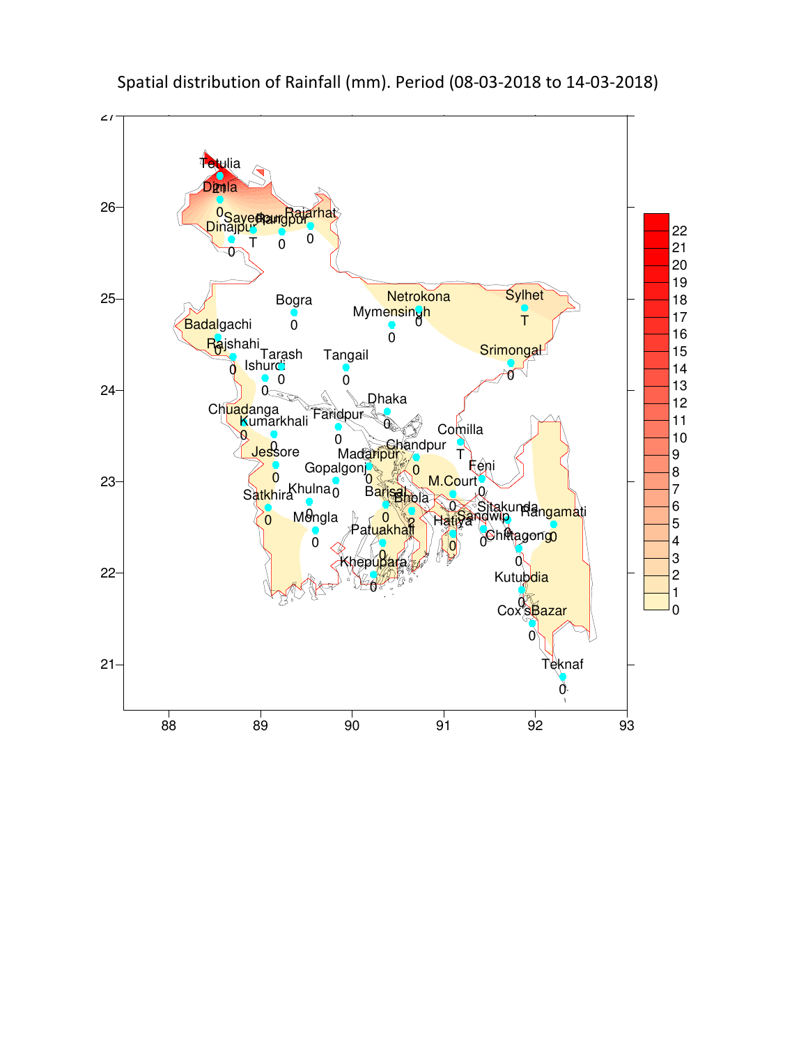Spatial distribution of Rainfall (mm). Period (08-03-2018 to 14-03-2018)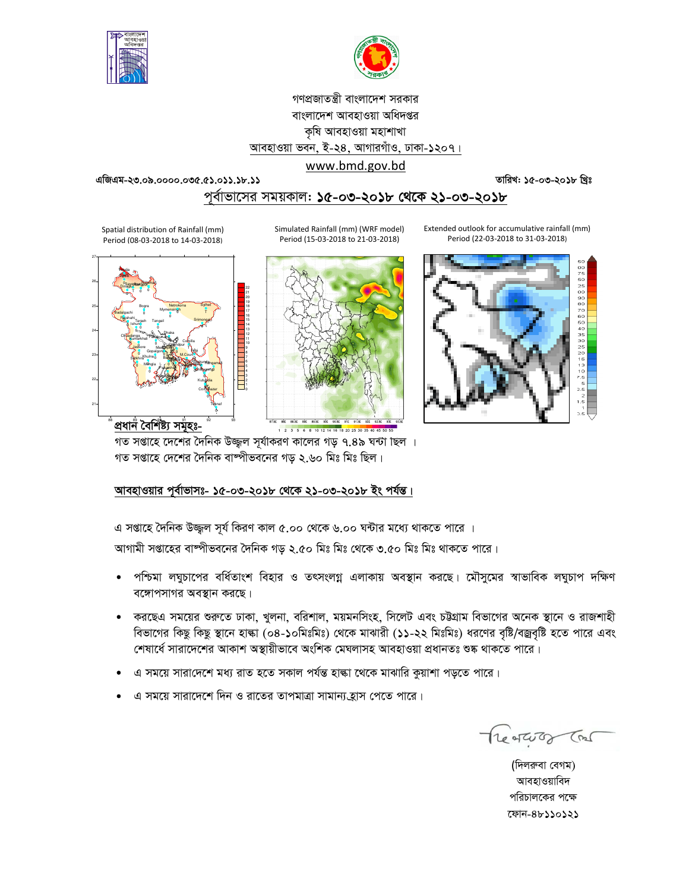গণপ্রজাতন্ত্রী বাংলাদেশ সরকার

বাংলাদেশ আবহাওয়া অধিদপ্তর

কৃষি আবহাওয়া মহাশাখা

আবহাওয়া ভবন, ই-২৪, আগারগাঁও, ঢাকা-১২০৭।

www.bmd.gov.bd

এজিএম-২৩.০৯.০০০০.০৩৫.৫১.০১১.১৮.১১ তারিখ: ১৫-০৩-২০১৮ খ্রিঃ

## পূর্বাভাসের সময়কাল: ১৫-০৩-২০১৮ থেকে ২১-০৩-২০১৮

Spatial distribution of Rainfall (mm) Period (08-03-2018 to 14-03-2018)

Simulated Rainfall (mm) (WRF model) Period (15-03-2018 to 21-03-2018)

Extended outlook for accumulative rainfall (mm) Period (22-03-2018 to 31-03-2018)

**প্রধান বৈশিষ্ট্য সমূহঃ-**

গত সপ্তাহে দেশের দৈনিক উজ্জ্বল সূর্যাকরণ কালের গড় ৭.৪৯ ঘন্টা ছিল ।

গত সপ্তাহে দেশের দৈনিক বাষ্পীভবনের গড় ২.৬০ মিঃ মিঃ ছিল।

**আবহাওয়ার পূর্বাভাসঃ- ১৫-০৩-২০১৮ থেকে ২১-০৩-২০১৮ ইং পর্যন্ত।**

এ সপ্তাহে দৈনিক উজ্জ্বল সূর্য কিরণ কাল ৫.০০ থেকে ৬.০০ ঘন্টার মধ্যে থাকতে পারে ।

আগামী সপ্তাহের বাষ্পীভবনের দৈনিক গড় ২.৫০ মিঃ মিঃ থেকে ৩.৫০ মিঃ মিঃ থাকতে পারে।

- পশ্চিমা লঘুচাপের বর্ধিতাংশ বিহার ও তৎসংলগ্ন এলাকায় অবস্থান করছে। মৌসুমের স্বাভাবিক লঘুচাপ দক্ষিণ বঙ্গোপসাগর অবস্থান করছে।
- করছেএ সময়ের শুরুতে ঢাকা, খুলনা, বরিশাল, ময়মনসিংহ, সিলেট এবং চট্টগ্রাম বিভাগের অনেক স্থানে ও রাজশাহী বিভাগের কিছু কিছু স্থানে হাল্কা (০৪-১০মিঃমিঃ) থেকে মাঝারী (১১-২২ মিঃমিঃ) ধরণের বৃষ্টি/বজ্রবৃষ্টি হতে পারে এবং শেষার্ধে সারাদেশের আকাশ অস্থায়ীভাবে অংশিক মেঘলাসহ আবহাওয়া প্রধানতঃ শুষ্ক থাকতে পারে।
- এ সময়ে সারাদেশে মধ্য রাত হতে সকাল পর্যন্ত হাল্কা থেকে মাঝারি কুয়াশা পড়তে পারে।
- এ সময়ে সারাদেশে দিন ও রাতের তাপমাত্রা সামান্য হ্রাস পেতে পারে।

(দিলরুবা বেগম)

আবহাওয়াবিদ

পরিচালকের পক্ষে

ফোন-৪৮১১০১২১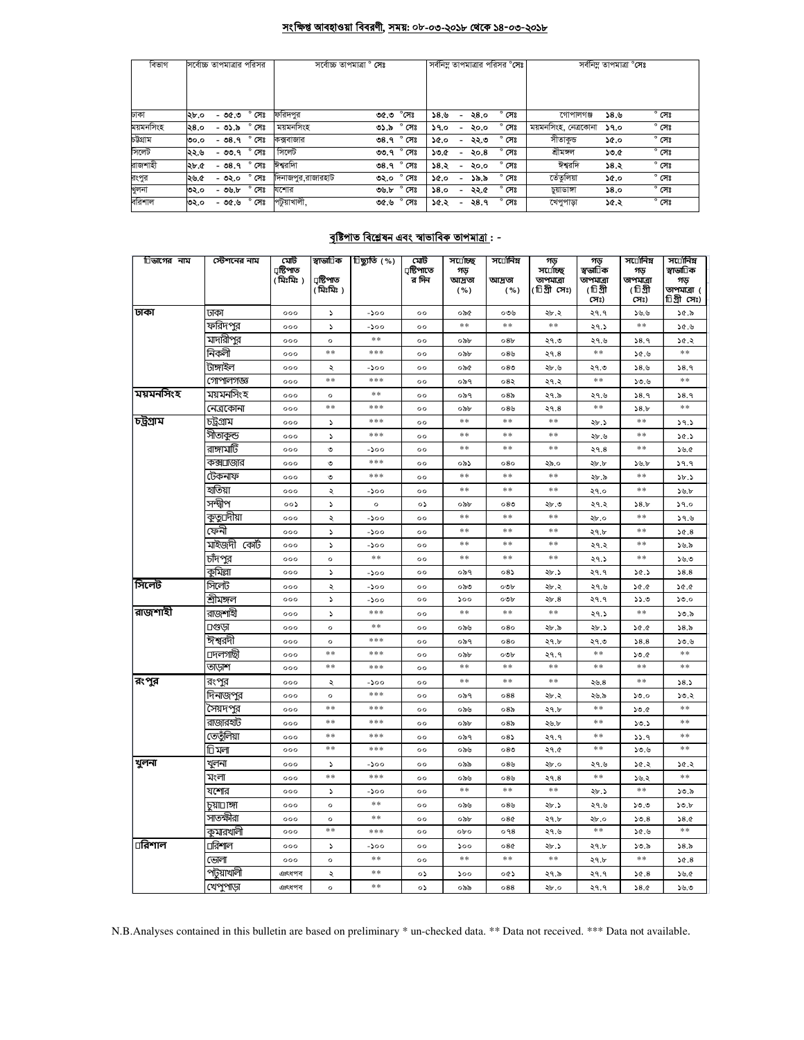## সংক্ষিপ্ত আবহাওয়া বিবরণী, সময়: ০৮-০৩-২০১৮ থেকে ১৪-০৩-২০১৮

| বিভাগ | সর্বোচ্চ তাপমাত্রার পরিসর | সর্বোচ্চ তাপমাত্রা ° সেঃ | সর্বনিম্ন তাপমাত্রার পরিসর °সেঃ | সর্বনিম্ন তাপমাত্রা °সেঃ |
|---|---|---|---|---|
| ঢাকা | ২৮.০ - ৩৫.৩ ° সেঃ | ফরিদপুর ৩৫.৩ °সেঃ | ১৪.৬ - ২৪.০ ° সেঃ | গোপালগঞ্জ ১৪.৬ ° সেঃ |
| ময়মনসিংহ | ২৪.০ - ৩১.৯ ° সেঃ | ময়মনসিংহ ৩১.৯ ° সেঃ | ১৭.০ - ২০.০ ° সেঃ | ময়মনসিংহ, নেত্রকোনা ১৭.০ ° সেঃ |
| চট্টগ্রাম | ৩০.০ - ৩৪.৭ ° সেঃ | কক্সবাজার ৩৪.৭ ° সেঃ | ১৫.০ - ২২.৩ ° সেঃ | সীতাকুন্ড ১৫.০ ° সেঃ |
| সিলেট | ২২.৬ - ৩৩.৭ ° সেঃ | সিলেট ৩৩.৭ ° সেঃ | ১৩.৫ - ২০.৪ ° সেঃ | শ্রীমঙ্গল ১৩.৫ ° সেঃ |
| রাজশাহী | ২৮.৫ - ৩৪.৭ ° সেঃ | ঈশ্বরদী ৩৪.৭ ° সেঃ | ১৪.২ - ২০.০ ° সেঃ | ঈশ্বরদি ১৪.২ ° সেঃ |
| রংপুর | ২৬.৫ - ৩২.০ ° সেঃ | দিনাজপুর,রাজারহাট ৩২.০ ° সেঃ | ১৫.০ - ১৯.৯ ° সেঃ | তেঁতুলিয়া ১৫.০ ° সেঃ |
| খুলনা | ৩২.০ - ৩৬.৮ ° সেঃ | যশোর ৩৬.৮ ° সেঃ | ১৪.০ - ২২.৫ ° সেঃ | চুয়াডাঙ্গা ১৪.০ ° সেঃ |
| বরিশাল | ৩২.০ - ৩৫.৬ ° সেঃ | পটুয়াখালী, ৩৫.৬ ° সেঃ | ১৫.২ - ২৪.৭ ° সেঃ | খেপুপাড়া ১৫.২ ° সেঃ |

## বৃষ্টিপাত বিশ্লেষন এবং স্বাভাবিক তাপমাত্রা : -

| বিভাগের নাম | স্টেশনের নাম | মোট বৃষ্টিপাত (মিঃমিঃ) | স্বাভাবিক বৃষ্টিপাত (মিঃমিঃ) | বিচ্যুতি (%) | মোট বৃষ্টিপাতের দিন | সর্বোচ্চ গড় আদ্রতা (%) | সর্বোনিম্ন আদ্রতা (%) | গড় সর্বোচ্চ তাপমাত্রা (ডিগ্রী সেঃ) | গড় স্বাভাবিক তাপমাত্রা (ডিগ্রী সেঃ) | সর্বোনিম্ন গড় তাপমাত্রা (ডিগ্রী সেঃ) | সর্বোনিম্ন স্বাভাবিক গড় তাপমাত্রা (ডিগ্রী সেঃ) |
|---|---|---|---|---|---|---|---|---|---|---|---|
| ঢাকা | ঢাকা | ০০০ | ১ | -১০০ | ০০ | ০৯৫ | ০৩৬ | ২৮.২ | ২৭.৭ | ১৬.৬ | ১৫.৯ |
| | ফরিদপুর | ০০০ | ১ | -১০০ | ০০ | ** | ** | ** | ২৭.১ | ** | ১৫.৬ |
| | মাদারীপুর | ০০০ | ০ | ** | ০০ | ০৯৮ | ০৪৮ | ২৭.৩ | ২৭.৬ | ১৪.৭ | ১৫.২ |
| | নিকলী | ০০০ | ** | *** | ০০ | ০৯৮ | ০৪৬ | ২৭.৪ | ** | ১৫.৬ | ** |
| | টাঙ্গাইল | ০০০ | ২ | -১০০ | ০০ | ০৯৫ | ০৪৩ | ২৮.৬ | ২৭.৩ | ১৪.৬ | ১৪.৭ |
| | গোপালগঞ্জ | ০০০ | ** | *** | ০০ | ০৯৭ | ০৪২ | ২৭.২ | ** | ১৩.৬ | ** |
| ময়মনসিংহ | ময়মনসিংহ | ০০০ | ০ | ** | ০০ | ০৯৭ | ০৪৯ | ২৭.৯ | ২৭.৬ | ১৪.৭ | ১৪.৭ |
| | নেত্রকোনা | ০০০ | ** | *** | ০০ | ০৯৮ | ০৪৬ | ২৭.৪ | ** | ১৪.৮ | ** |
| চট্টগ্রাম | চট্টগ্রাম | ০০০ | ১ | *** | ০০ | ** | ** | ** | ২৮.১ | ** | ১৭.১ |
| | সীতাকুন্ড | ০০০ | ১ | *** | ০০ | ** | ** | ** | ২৮.৬ | ** | ১৫.১ |
| | রাঙ্গামাটি | ০০০ | ৩ | -১০০ | ০০ | ** | ** | ** | ২৭.৪ | ** | ১৬.৫ |
| | কক্সবাজার | ০০০ | ৩ | *** | ০০ | ০৯১ | ০৪০ | ২৯.০ | ২৮.৮ | ১৬.৮ | ১৭.৭ |
| | টেকনাফ | ০০০ | ৩ | *** | ০০ | ** | ** | ** | ২৮.৯ | ** | ১৮.১ |
| | হাতিয়া | ০০০ | ২ | -১০০ | ০০ | ** | ** | ** | ২৭.০ | ** | ১৬.৮ |
| | সন্দ্বীপ | ০০১ | ১ | ০ | ০১ | ০৯৮ | ০৪৩ | ২৮.৩ | ২৭.২ | ১৪.৮ | ১৭.০ |
| | কুতুবদীয়া | ০০০ | ২ | -১০০ | ০০ | ** | ** | ** | ২৮.০ | ** | ১৭.৬ |
| | ফেনী | ০০০ | ১ | -১০০ | ০০ | ** | ** | ** | ২৭.৮ | ** | ১৫.৪ |
| | মাইজদী কোর্ট | ০০০ | ১ | -১০০ | ০০ | ** | ** | ** | ২৭.২ | ** | ১৬.৯ |
| | চাঁদপুর | ০০০ | ০ | ** | ০০ | ** | ** | ** | ২৭.১ | ** | ১৬.৩ |
| | কুমিল্লা | ০০০ | ১ | -১০০ | ০০ | ০৯৭ | ০৪১ | ২৮.১ | ২৭.৭ | ১৫.১ | ১৪.৪ |
| সিলেট | সিলেট | ০০০ | ২ | -১০০ | ০০ | ০৯৩ | ০৩৮ | ২৮.২ | ২৭.৬ | ১৫.৫ | ১৫.৫ |
| | শ্রীমঙ্গল | ০০০ | ১ | -১০০ | ০০ | ১০০ | ০৩৮ | ২৮.৪ | ২৭.৭ | ১১.৩ | ১৩.০ |
| রাজশাহী | রাজশাহী | ০০০ | ১ | *** | ০০ | ** | ** | ** | ২৭.১ | ** | ১৩.৯ |
| | বগুড়া | ০০০ | ০ | ** | ০০ | ০৯৬ | ০৪০ | ২৮.৯ | ২৮.১ | ১৫.৫ | ১৪.৯ |
| | ঈশ্বরদী | ০০০ | ০ | *** | ০০ | ০৯৭ | ০৪০ | ২৭.৮ | ২৭.৩ | ১৪.৪ | ১৩.৬ |
| | বদলগাছী | ০০০ | ** | *** | ০০ | ০৯৮ | ০৩৮ | ২৭.৭ | ** | ১৩.৫ | ** |
| | তাড়াশ | ০০০ | ** | *** | ০০ | ** | ** | ** | ** | ** | ** |
| রংপুর | রংপুর | ০০০ | ২ | -১০০ | ০০ | ** | ** | ** | ২৬.৪ | ** | ১৪.১ |
| | দিনাজপুর | ০০০ | ০ | *** | ০০ | ০৯৭ | ০৪৪ | ২৮.২ | ২৬.৯ | ১৩.০ | ১৩.২ |
| | সৈয়দপুর | ০০০ | ** | *** | ০০ | ০৯৬ | ০৪৯ | ২৭.৮ | ** | ১৩.৫ | ** |
| | রাজারহাট | ০০০ | ** | *** | ০০ | ০৯৮ | ০৪৯ | ২৬.৮ | ** | ১৩.১ | ** |
| | তেতুঁলিয়া | ০০০ | ** | *** | ০০ | ০৯৭ | ০৪১ | ২৭.৭ | ** | ১১.৭ | ** |
| | ডিমলা | ০০০ | ** | *** | ০০ | ০৯৬ | ০৪৩ | ২৭.৫ | ** | ১৩.৬ | ** |
| খুলনা | খুলনা | ০০০ | ১ | -১০০ | ০০ | ০৯৯ | ০৪৬ | ২৮.০ | ২৭.৬ | ১৫.২ | ১৫.২ |
| | মংলা | ০০০ | ** | *** | ০০ | ০৯৬ | ০৪৬ | ২৭.৪ | ** | ১৬.২ | ** |
| | যশোর | ০০০ | ১ | -১০০ | ০০ | ** | ** | ** | ২৮.১ | ** | ১৩.৯ |
| | চুয়াডাঙ্গা | ০০০ | ০ | ** | ০০ | ০৯৬ | ০৪৬ | ২৮.১ | ২৭.৬ | ১৩.৩ | ১৩.৮ |
| | সাতক্ষীরা | ০০০ | ০ | ** | ০০ | ০৯৮ | ০৪৫ | ২৭.৮ | ২৮.০ | ১৩.৪ | ১৪.৫ |
| | কুমারখালী | ০০০ | ** | *** | ০০ | ০৮০ | ০৭৪ | ২৭.৬ | ** | ১৫.৬ | ** |
| বরিশাল | বরিশাল | ০০০ | ১ | -১০০ | ০০ | ১০০ | ০৪৫ | ২৮.১ | ২৭.৮ | ১৩.৯ | ১৪.৯ |
| | ভোলা | ০০০ | ০ | ** | ০০ | ** | ** | ** | ২৭.৮ | ** | ১৫.৪ |
| | পটুয়াখালী | এঃধপব | ২ | ** | ০১ | ১০০ | ০৫১ | ২৭.৯ | ২৭.৭ | ১৫.৪ | ১৬.৫ |
| | খেপুপাড়া | এঃধপব | ০ | ** | ০১ | ০৯৯ | ০৪৪ | ২৮.০ | ২৭.৭ | ১৪.৫ | ১৬.৩ |

N.B.Analyses contained in this bulletin are based on preliminary * un-checked data. ** Data not received. *** Data not available.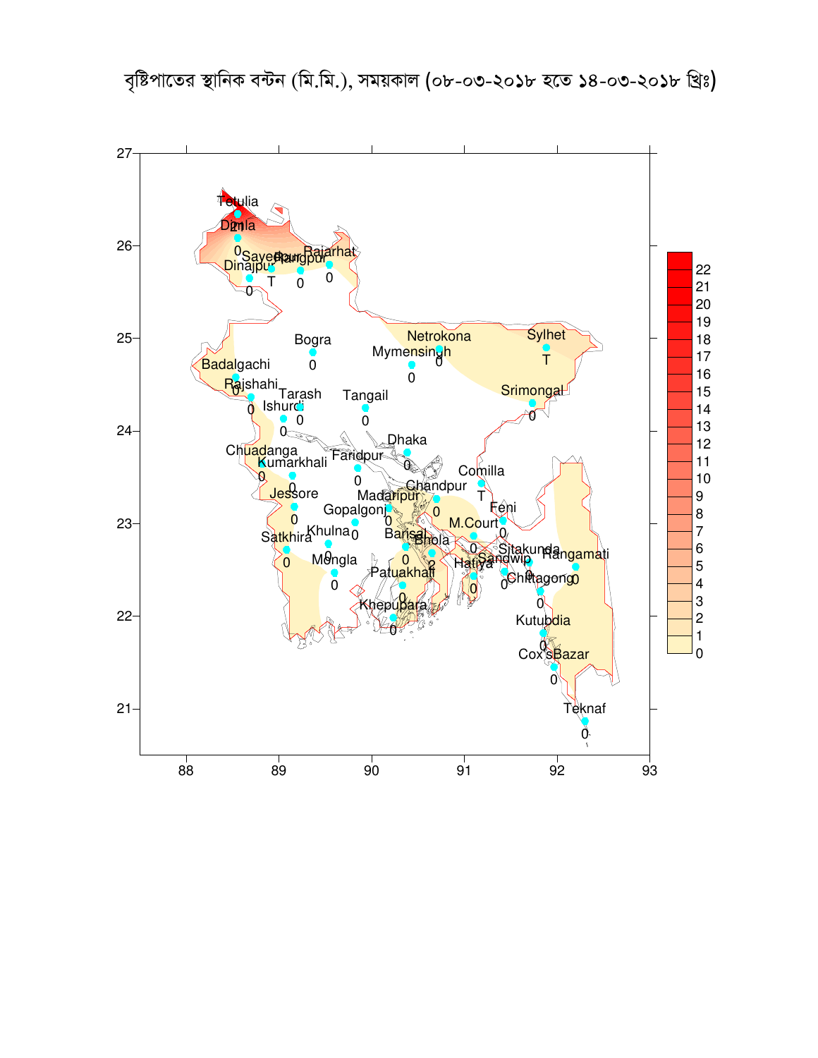বৃষ্টিপাতের স্থানিক বন্টন (মি.মি.), সময়কাল (০৮-০৩-২০১৮ হতে ১৪-০৩-২০১৮ খ্রিঃ)

27
26
25
24
23
22
21

88
89
90
91
92
93

22
21
20
19
18
17
16
15
14
13
12
11
10
9
8
7
6
5
4
3
2
1
0

Tetulia 21
Dimla 0
Dinajpur 0
Sayedpur T
Rangpur 0
Rajarhat 0
Bogra 0
Netrokona 0
Mymensingh 0
Sylhet T
Srimongal 0
Badalgachi 0
Rajshahi 0
Tarash 0
Ishurdi 0
Tangail 0
Dhaka 0
Chuadanga 0
Kumarkhali 0
Faridpur 0
Comilla T
Chandpur 0
Madaripur 0
Jessore 0
Gopalgonj 0
Feni 0
M.Court 0
Khulna 0
Barisal 0
Bhola 2
Satkhira 0
Mongla 0
Sitakunda 0
Rangamati 0
Hatiya 0
Sandwip 0
Chittagong 0
Patuakhali 0
Khepupara 0
Kutubdia 0
Cox'sBazar 0
Teknaf 0